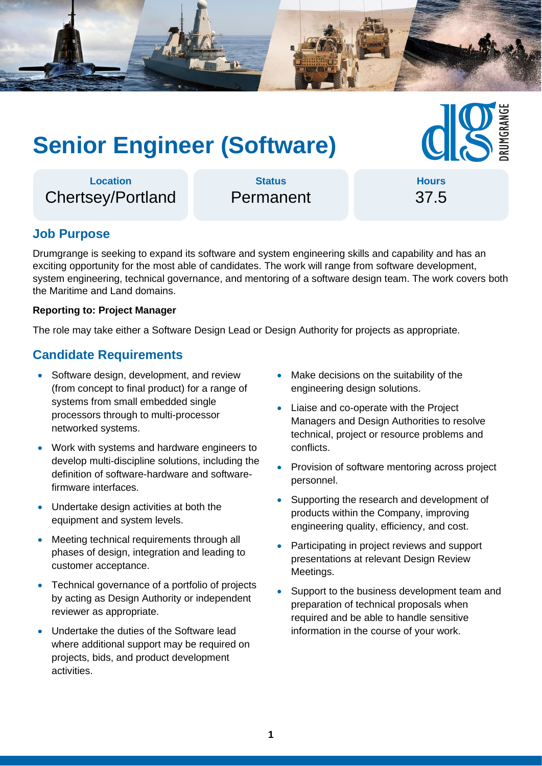# Senior Engineer (Software)

| Location | Status | Hours |
| --- | --- | --- |
| Chertsey/Portland | Permanent | 37.5 |

## Job Purpose

Drumgrange is seeking to expand its software and system engineering skills and capability and has an exciting opportunity for the most able of candidates. The work will range from software development, system engineering, technical governance, and mentoring of a software design team. The work covers both the Maritime and Land domains.

**Reporting to: Project Manager**

The role may take either a Software Design Lead or Design Authority for projects as appropriate.

## Candidate Requirements

- Software design, development, and review (from concept to final product) for a range of systems from small embedded single processors through to multi-processor networked systems.
- Work with systems and hardware engineers to develop multi-discipline solutions, including the definition of software-hardware and software-firmware interfaces.
- Undertake design activities at both the equipment and system levels.
- Meeting technical requirements through all phases of design, integration and leading to customer acceptance.
- Technical governance of a portfolio of projects by acting as Design Authority or independent reviewer as appropriate.
- Undertake the duties of the Software lead where additional support may be required on projects, bids, and product development activities.
- Make decisions on the suitability of the engineering design solutions.
- Liaise and co-operate with the Project Managers and Design Authorities to resolve technical, project or resource problems and conflicts.
- Provision of software mentoring across project personnel.
- Supporting the research and development of products within the Company, improving engineering quality, efficiency, and cost.
- Participating in project reviews and support presentations at relevant Design Review Meetings.
- Support to the business development team and preparation of technical proposals when required and be able to handle sensitive information in the course of your work.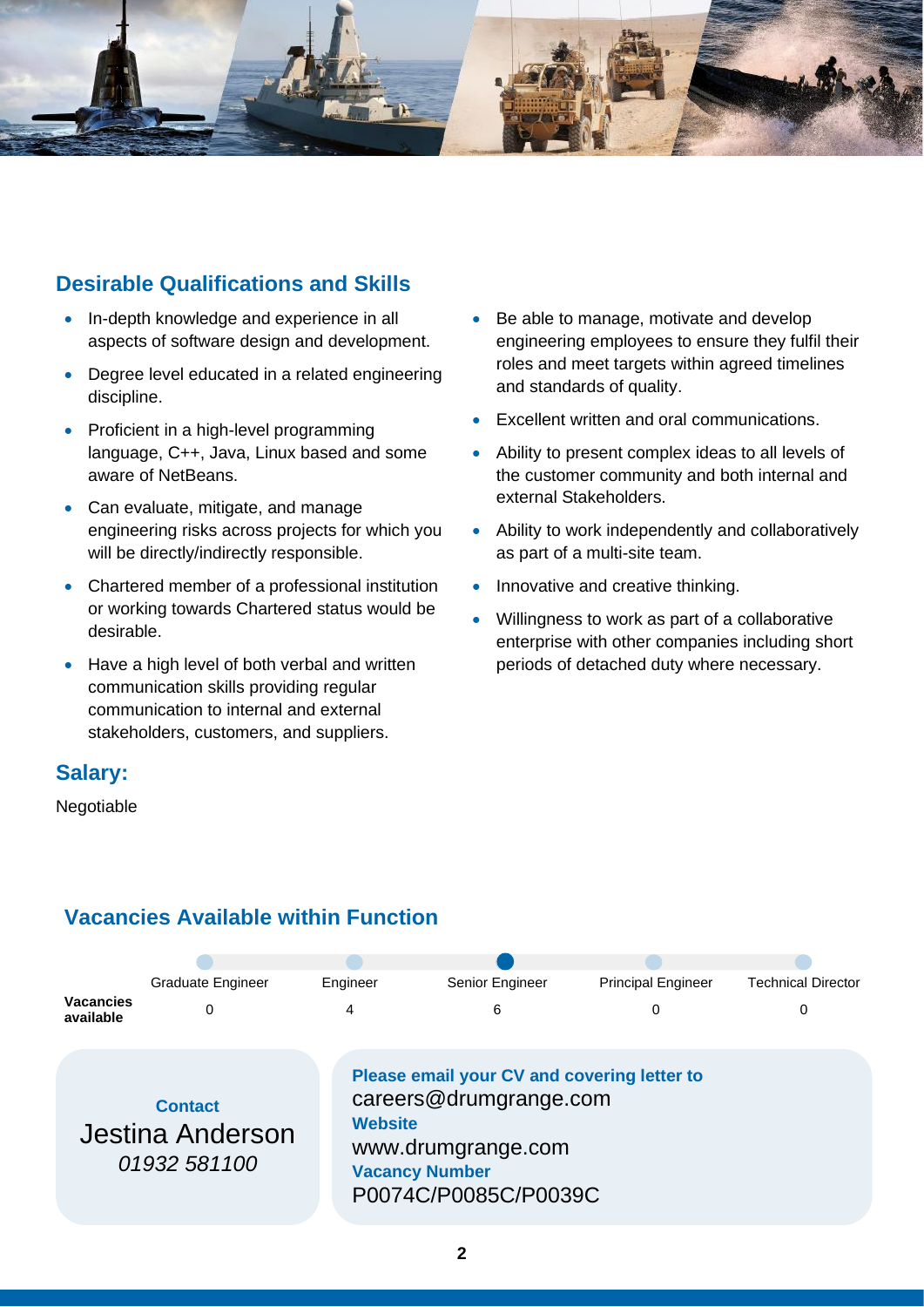## Desirable Qualifications and Skills

- In-depth knowledge and experience in all aspects of software design and development.
- Degree level educated in a related engineering discipline.
- Proficient in a high-level programming language, C++, Java, Linux based and some aware of NetBeans.
- Can evaluate, mitigate, and manage engineering risks across projects for which you will be directly/indirectly responsible.
- Chartered member of a professional institution or working towards Chartered status would be desirable.
- Have a high level of both verbal and written communication skills providing regular communication to internal and external stakeholders, customers, and suppliers.
- Be able to manage, motivate and develop engineering employees to ensure they fulfil their roles and meet targets within agreed timelines and standards of quality.
- Excellent written and oral communications.
- Ability to present complex ideas to all levels of the customer community and both internal and external Stakeholders.
- Ability to work independently and collaboratively as part of a multi-site team.
- Innovative and creative thinking.
- Willingness to work as part of a collaborative enterprise with other companies including short periods of detached duty where necessary.

## Salary:

Negotiable

## Vacancies Available within Function

| | Graduate Engineer | Engineer | Senior Engineer | Principal Engineer | Technical Director |
|---|---|---|---|---|---|
| **Vacancies available** | 0 | 4 | 6 | 0 | 0 |

**Contact**
Jestina Anderson
*01932 581100*

**Please email your CV and covering letter to**
careers@drumgrange.com

**Website**
www.drumgrange.com

**Vacancy Number**
P0074C/P0085C/P0039C